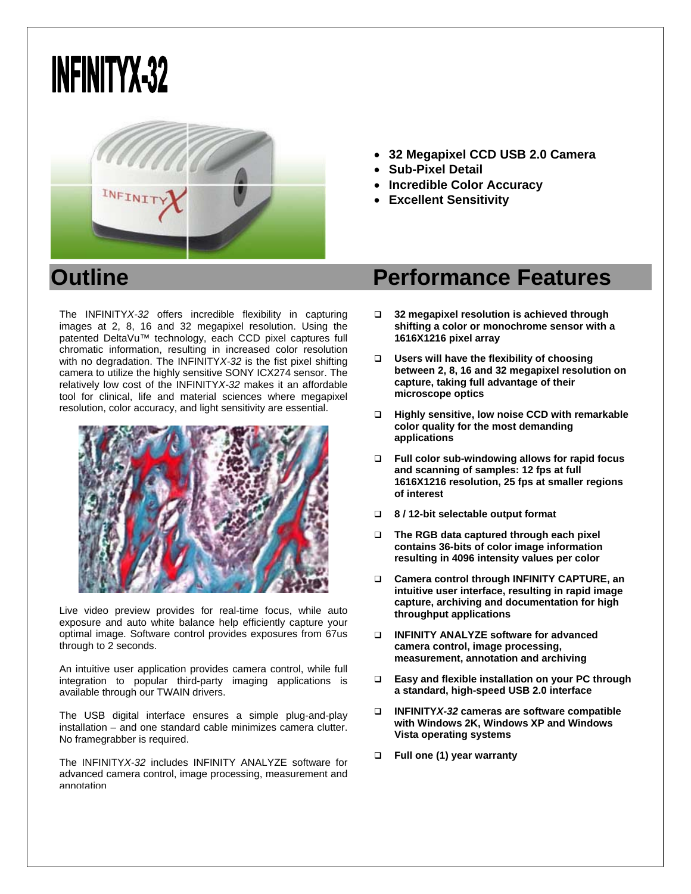# INFINITYX-32

- **32 Megapixel CCD USB 2.0 Camera**
- **Sub-Pixel Detail**
- **Incredible Color Accuracy**
- **Excellent Sensitivity**

## Outline

The INFINITY*X-32* offers incredible flexibility in capturing images at 2, 8, 16 and 32 megapixel resolution. Using the patented DeltaVu™ technology, each CCD pixel captures full chromatic information, resulting in increased color resolution with no degradation. The INFINITY*X-32* is the fist pixel shifting camera to utilize the highly sensitive SONY ICX274 sensor. The relatively low cost of the INFINITY*X-32* makes it an affordable tool for clinical, life and material sciences where megapixel resolution, color accuracy, and light sensitivity are essential.

Live video preview provides for real-time focus, while auto exposure and auto white balance help efficiently capture your optimal image. Software control provides exposures from 67us through to 2 seconds.

An intuitive user application provides camera control, while full integration to popular third-party imaging applications is available through our TWAIN drivers.

The USB digital interface ensures a simple plug-and-play installation – and one standard cable minimizes camera clutter. No framegrabber is required.

The INFINITY*X-32* includes INFINITY ANALYZE software for advanced camera control, image processing, measurement and annotation

## Performance Features

- **32 megapixel resolution is achieved through shifting a color or monochrome sensor with a 1616X1216 pixel array**
- **Users will have the flexibility of choosing between 2, 8, 16 and 32 megapixel resolution on capture, taking full advantage of their microscope optics**
- **Highly sensitive, low noise CCD with remarkable color quality for the most demanding applications**
- **Full color sub-windowing allows for rapid focus and scanning of samples: 12 fps at full 1616X1216 resolution, 25 fps at smaller regions of interest**
- **8 / 12-bit selectable output format**
- **The RGB data captured through each pixel contains 36-bits of color image information resulting in 4096 intensity values per color**
- **Camera control through INFINITY CAPTURE, an intuitive user interface, resulting in rapid image capture, archiving and documentation for high throughput applications**
- **INFINITY ANALYZE software for advanced camera control, image processing, measurement, annotation and archiving**
- **Easy and flexible installation on your PC through a standard, high-speed USB 2.0 interface**
- **INFINITY*X-32* cameras are software compatible with Windows 2K, Windows XP and Windows Vista operating systems**
- **Full one (1) year warranty**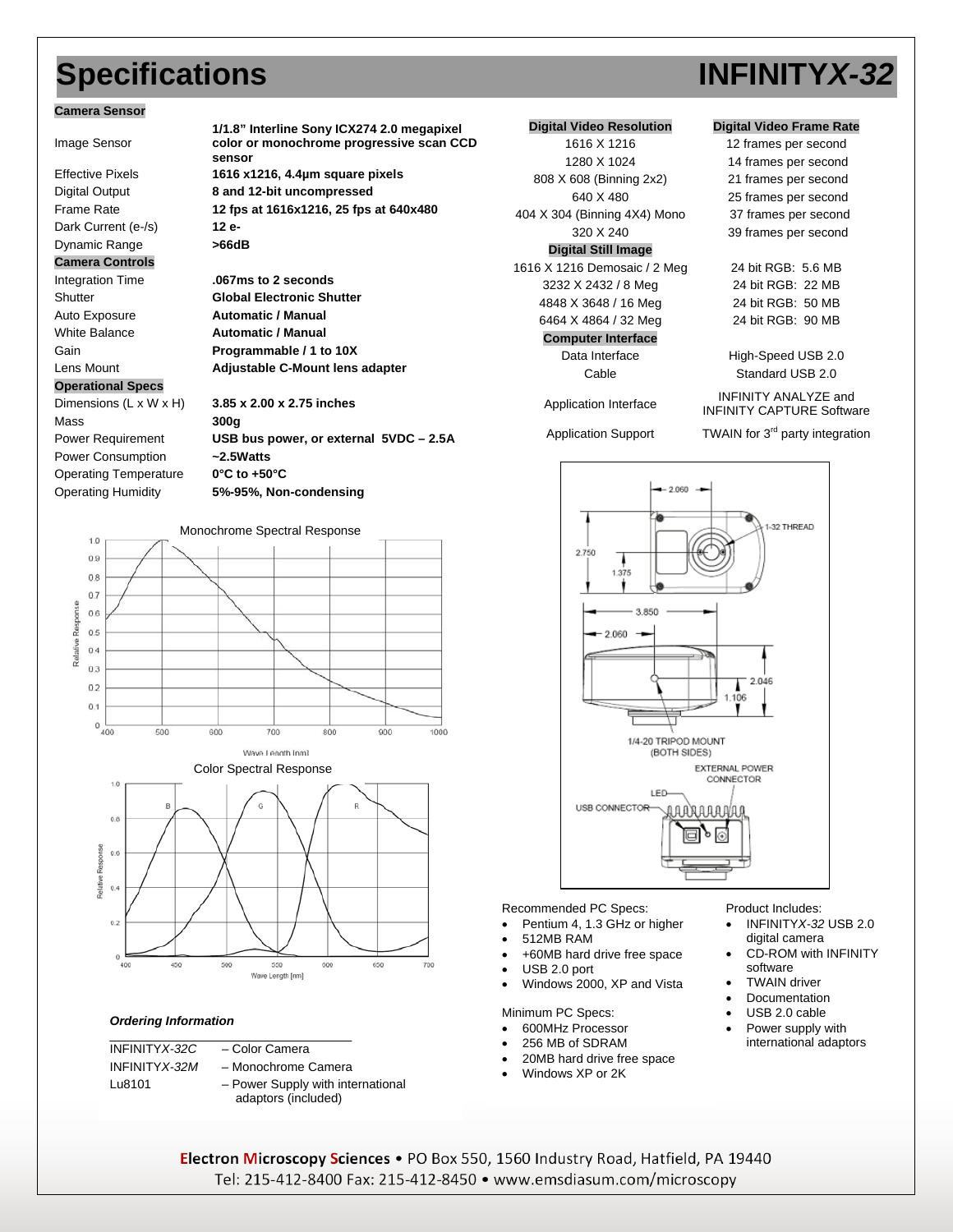# Specifications

# INFINITY*X-32*

## Camera Sensor

| | |
|---|---|
| Image Sensor | **1/1.8" Interline Sony ICX274 2.0 megapixel color or monochrome progressive scan CCD sensor** |
| Effective Pixels | **1616 x1216, 4.4µm square pixels** |
| Digital Output | **8 and 12-bit uncompressed** |
| Frame Rate | **12 fps at 1616x1216, 25 fps at 640x480** |
| Dark Current (e-/s) | **12 e-** |
| Dynamic Range | **>66dB** |

## Camera Controls

| | |
|---|---|
| Integration Time | **.067ms to 2 seconds** |
| Shutter | **Global Electronic Shutter** |
| Auto Exposure | **Automatic / Manual** |
| White Balance | **Automatic / Manual** |
| Gain | **Programmable / 1 to 10X** |
| Lens Mount | **Adjustable C-Mount lens adapter** |

## Operational Specs

| | |
|---|---|
| Dimensions (L x W x H) | **3.85 x 2.00 x 2.75 inches** |
| Mass | **300g** |
| Power Requirement | **USB bus power, or external 5VDC – 2.5A** |
| Power Consumption | **~2.5Watts** |
| Operating Temperature | **0°C to +50°C** |
| Operating Humidity | **5%-95%, Non-condensing** |

Monochrome Spectral Response

Relative Response
1.0
0.9
0.8
0.7
0.6
0.5
0.4
0.3
0.2
0.1
0
400 500 600 700 800 900 1000
Wave Length [nm]

Color Spectral Response

Relative Response
1.0
0.8
0.6
0.4
0.2
0
400 450 500 550 600 650 700
Wave Length [nm]
B G R

### *Ordering Information*

| | |
|---|---|
| INFINITY*X-32C* | – Color Camera |
| INFINITY*X-32M* | – Monochrome Camera |
| Lu8101 | – Power Supply with international adaptors (included) |

| Digital Video Resolution | Digital Video Frame Rate |
|---|---|
| 1616 X 1216 | 12 frames per second |
| 1280 X 1024 | 14 frames per second |
| 808 X 608 (Binning 2x2) | 21 frames per second |
| 640 X 480 | 25 frames per second |
| 404 X 304 (Binning 4X4) Mono | 37 frames per second |
| 320 X 240 | 39 frames per second |

**Digital Still Image**

| | |
|---|---|
| 1616 X 1216 Demosaic / 2 Meg | 24 bit RGB: 5.6 MB |
| 3232 X 2432 / 8 Meg | 24 bit RGB: 22 MB |
| 4848 X 3648 / 16 Meg | 24 bit RGB: 50 MB |
| 6464 X 4864 / 32 Meg | 24 bit RGB: 90 MB |

**Computer Interface**

| | |
|---|---|
| Data Interface | High-Speed USB 2.0 |
| Cable | Standard USB 2.0 |
| Application Interface | INFINITY ANALYZE and INFINITY CAPTURE Software |
| Application Support | TWAIN for 3rd party integration |

2.060
1-32 THREAD
2.750
1.375
3.850
2.060
2.046
1.106
1/4-20 TRIPOD MOUNT (BOTH SIDES)
EXTERNAL POWER CONNECTOR
LED
USB CONNECTOR

Recommended PC Specs:

- Pentium 4, 1.3 GHz or higher
- 512MB RAM
- +60MB hard drive free space
- USB 2.0 port
- Windows 2000, XP and Vista

Minimum PC Specs:

- 600MHz Processor
- 256 MB of SDRAM
- 20MB hard drive free space
- Windows XP or 2K

Product Includes:

- INFINITY*X-32* USB 2.0 digital camera
- CD-ROM with INFINITY software
- TWAIN driver
- Documentation
- USB 2.0 cable
- Power supply with international adaptors

Electron Microscopy Sciences • PO Box 550, 1560 Industry Road, Hatfield, PA 19440
Tel: 215-412-8400 Fax: 215-412-8450 • www.emsdiasum.com/microscopy